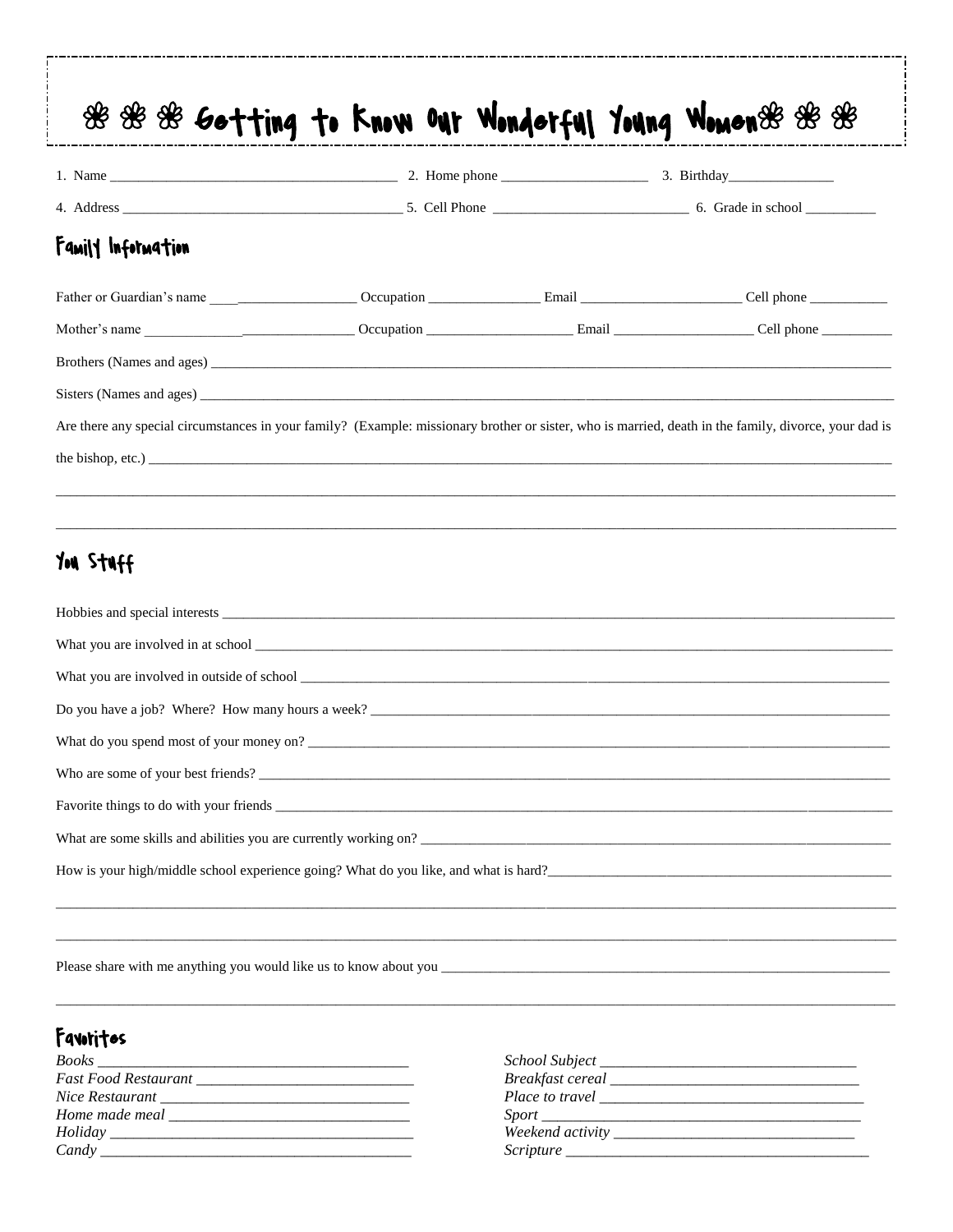# ❀ ❀ ❀ Getting to Know Our Wonderful Young Women ❀ ❀ ❀

1. Name ________________________________________ 2. Home phone ____________________ 3. Birthday_______________

4. Address ________________________________________ 5. Cell Phone ___________________________ 6. Grade in school _________

## Family Information

Father or Guardian's name _____________________ Occupation _______________ Email ______________________ Cell phone ___________

Mother's name _____________________________ Occupation ____________________ Email ___________________ Cell phone __________

Brothers (Names and ages) ____________________________________________________________________________________________

Sisters (Names and ages) _____________________________________________________________________________________________

Are there any special circumstances in your family? (Example: missionary brother or sister, who is married, death in the family, divorce, your dad is the bishop, etc.) ____________________________________________________________________________________________

______________________________________________________________________________________________________________

______________________________________________________________________________________________________________

## You Stuff

Hobbies and special interests ___________________________________________________________________________________________

What you are involved in at school _______________________________________________________________________________________

What you are involved in outside of school _________________________________________________________________________________

Do you have a job? Where? How many hours a week? ________________________________________________________________________

What do you spend most of your money on? ________________________________________________________________________________

Who are some of your best friends? _______________________________________________________________________________________

Favorite things to do with your friends _____________________________________________________________________________________

What are some skills and abilities you are currently working on? ________________________________________________________________

How is your high/middle school experience going? What do you like, and what is hard?__________________________________________________

______________________________________________________________________________________________________________

______________________________________________________________________________________________________________

Please share with me anything you would like us to know about you _____________________________________________________________

______________________________________________________________________________________________________________

## Favorites

*Books* ________________________________________

*Fast Food Restaurant* ____________________________

*Nice Restaurant* _______________________________

*Home made meal* _______________________________

*Holiday* ______________________________________

*Candy* _______________________________________

*School Subject* ________________________________

*Breakfast cereal* _______________________________

*Place to travel* ________________________________

*Sport* ________________________________________

*Weekend activity* ______________________________

*Scripture* _____________________________________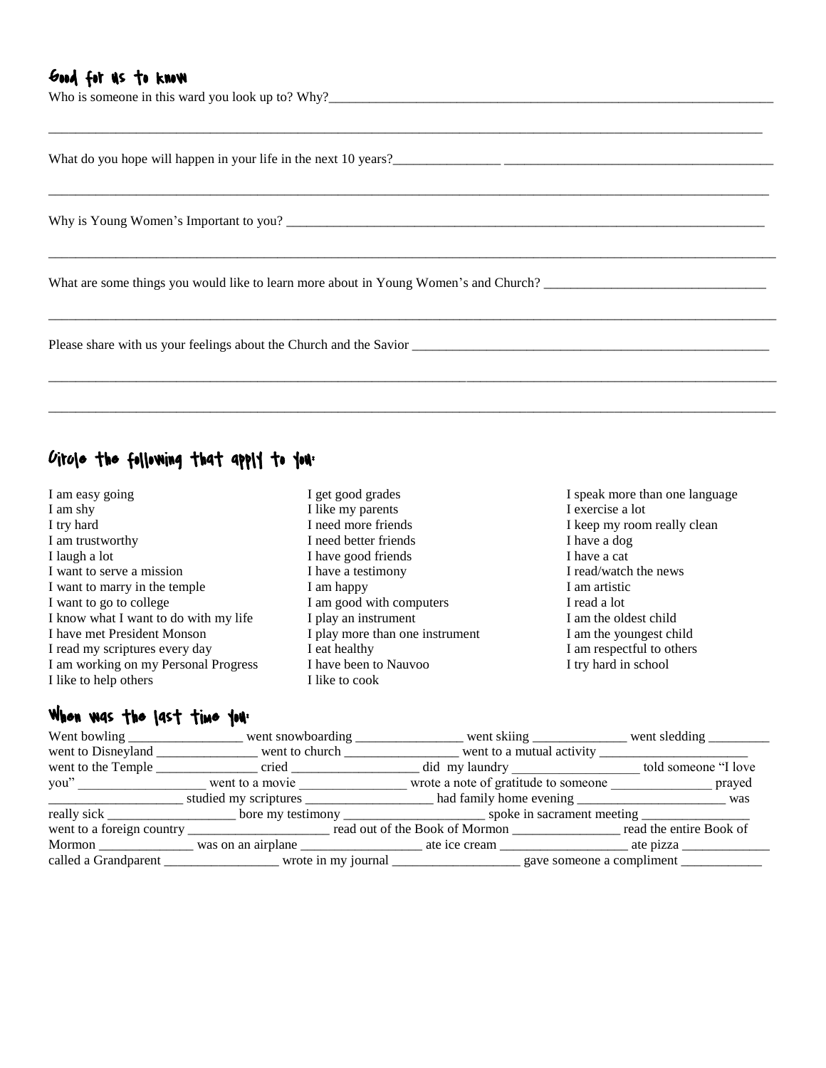## Good for us to know

Who is someone in this ward you look up to? Why?___________________________________________________________________

_____________________________________________________________________________________________________

What do you hope will happen in your life in the next 10 years?________________ ________________________________________

_____________________________________________________________________________________________________

Why is Young Women's Important to you? ___________________________________________________________________________

_____________________________________________________________________________________________________

What are some things you would like to learn more about in Young Women's and Church? _________________________________

_____________________________________________________________________________________________________

Please share with us your feelings about the Church and the Savior _________________________________________________________

_____________________________________________________________________________________________________

_____________________________________________________________________________________________________

## Circle the following that apply to you:

I am easy going
I am shy
I try hard
I am trustworthy
I laugh a lot
I want to serve a mission
I want to marry in the temple
I want to go to college
I know what I want to do with my life
I have met President Monson
I read my scriptures every day
I am working on my Personal Progress
I like to help others

I get good grades
I like my parents
I need more friends
I need better friends
I have good friends
I have a testimony
I am happy
I am good with computers
I play an instrument
I play more than one instrument
I eat healthy
I have been to Nauvoo
I like to cook

I speak more than one language
I exercise a lot
I keep my room really clean
I have a dog
I have a cat
I read/watch the news
I am artistic
I read a lot
I am the oldest child
I am the youngest child
I am respectful to others
I try hard in school

## When was the last time you:

Went bowling ________________ went snowboarding _______________ went skiing ______________ went sledding _________ went to Disneyland _______________ went to church ________________ went to a mutual activity ______________________ went to the Temple _______________ cried __________________ did my laundry ___________________ told someone "I love you" __________________ went to a movie _______________ wrote a note of gratitude to someone _______________ prayed ___________________ studied my scriptures ___________________ had family home evening ______________________ was really sick __________________ bore my testimony ____________________ spoke in sacrament meeting ________________ went to a foreign country _____________________ read out of the Book of Mormon ________________ read the entire Book of Mormon ______________ was on an airplane _________________ ate ice cream __________________ ate pizza _____________ called a Grandparent _________________ wrote in my journal ___________________ gave someone a compliment ____________